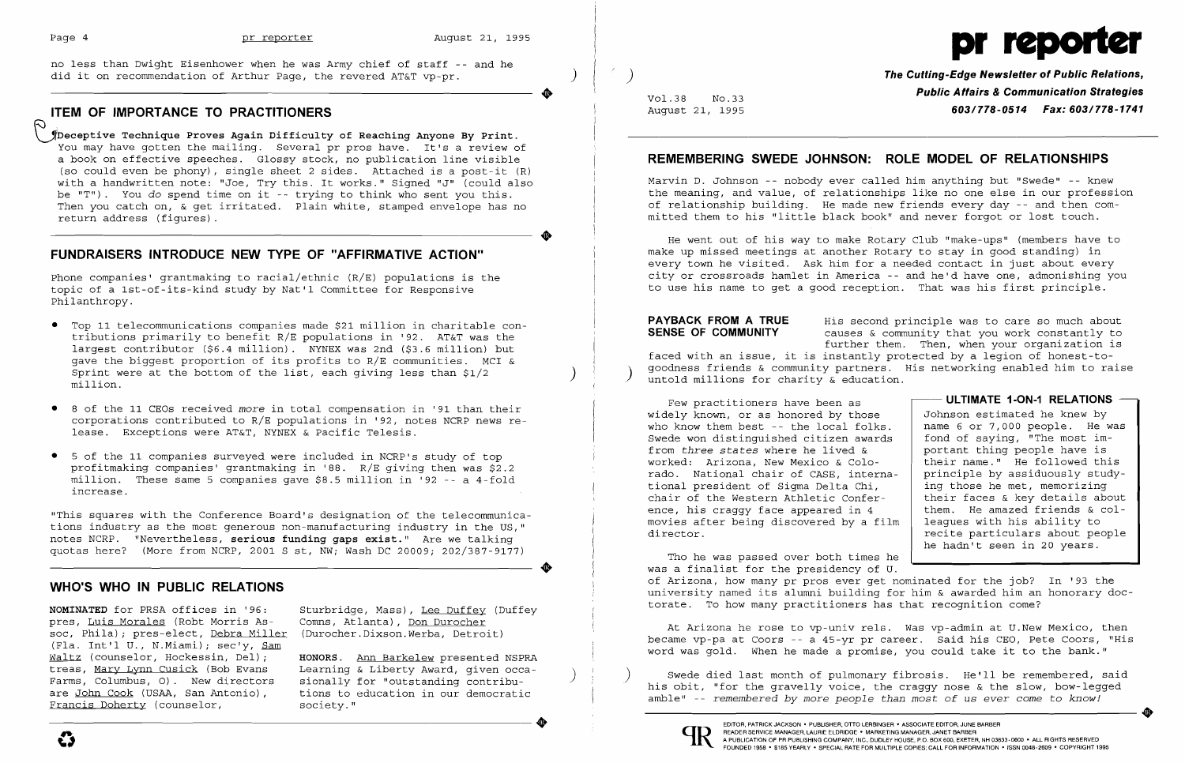no less than Dwight Eisenhower when he was Army chief of staff -- and he did it on recommendation of Arthur Page, the revered AT&T vp-pr.

## ITEM OF IMPORTANCE TO PRACTITIONERS

**Deceptive Technique Proves Again Difficulty of Reaching Anyone By Print.** You may have gotten the mailing. Several pr pros have. It's a review of a book on effective speeches. Glossy stock, no publication line visible (so could even be phony), single sheet 2 sides. Attached is a post-it (R) with a handwritten note: "Joe, Try this. It works." Signed "J" (could also be "T"). You *do* spend time on it -- trying to think who sent you this. Then you catch on, & get irritated. Plain white, stamped envelope has no return address (figures).

## FUNDRAISERS INTRODUCE NEW TYPE OF "AFFIRMATIVE ACTION"

Phone companies' grantmaking to racial/ethnic (R/E) populations is the topic of a 1st-of-its-kind study by Nat'l Committee for Responsive Philanthropy.

- Top 11 telecommunications companies made $21 million in charitable contributions primarily to benefit R/E populations in '92. AT&T was the largest contributor ($6.4 million). NYNEX was 2nd ($3.6 million) but gave the biggest proportion of its profits to R/E communities. MCI & Sprint were at the bottom of the list, each giving less than $1/2 million.
- 8 of the 11 CEOs received *more* in total compensation in '91 than their corporations contributed to R/E populations in '92, notes NCRP news release. Exceptions were AT&T, NYNEX & Pacific Telesis.
- 5 of the 11 companies surveyed were included in NCRP's study of top profitmaking companies' grantmaking in '88. R/E giving then was $2.2 million. These same 5 companies gave $8.5 million in '92 -- a 4-fold increase.

"This squares with the Conference Board's designation of the telecommunications industry as the most generous non-manufacturing industry in the US," notes NCRP. "Nevertheless, **serious funding gaps exist.**" Are we talking quotas here? (More from NCRP, 2001 S st, NW; Wash DC 20009; 202/387-9177)

## WHO'S WHO IN PUBLIC RELATIONS

**NOMINATED** for PRSA offices in '96: pres, Luis Morales (Robt Morris Assoc, Phila); pres-elect, Debra Miller (Fla. Int'l U., N.Miami); sec'y, Sam Waltz (counselor, Hockessin, Del); treas, Mary Lynn Cusick (Bob Evans Farms, Columbus, O). New directors are John Cook (USAA, San Antonio), Francis Doherty (counselor, Sturbridge, Mass), Lee Duffey (Duffey Comns, Atlanta), Don Durocher (Durocher.Dixson.Werba, Detroit)

**HONORS.** Ann Barkelew presented NSPRA Learning & Liberty Award, given occasionally for "outstanding contributions to education in our democratic society."

# pr reporter

**The Cutting-Edge Newsletter of Public Relations, Public Affairs & Communication Strategies**
**603/778-0514 Fax: 603/778-1741**

Vol.38 No.33
August 21, 1995

## REMEMBERING SWEDE JOHNSON: ROLE MODEL OF RELATIONSHIPS

Marvin D. Johnson -- nobody ever called him anything but "Swede" -- knew the meaning, and value, of relationships like no one else in our profession of relationship building. He made new friends every day -- and then committed them to his "little black book" and never forgot or lost touch.

He went out of his way to make Rotary Club "make-ups" (members have to make up missed meetings at another Rotary to stay in good standing) in every town he visited. Ask him for a needed contact in just about every city or crossroads hamlet in America -- and he'd have one, admonishing you to use his name to get a good reception. That was his first principle.

**PAYBACK FROM A TRUE SENSE OF COMMUNITY** His second principle was to care so much about causes & community that you work constantly to further them. Then, when your organization is faced with an issue, it is instantly protected by a legion of honest-to-goodness friends & community partners. His networking enabled him to raise untold millions for charity & education.

Few practitioners have been as widely known, or as honored by those who know them best -- the local folks. Swede won distinguished citizen awards from *three states* where he lived & worked: Arizona, New Mexico & Colorado. National chair of CASE, international president of Sigma Delta Chi, chair of the Western Athletic Conference, his craggy face appeared in 4 movies after being discovered by a film director.

> **ULTIMATE 1-ON-1 RELATIONS**
>
> Johnson estimated he knew by name 6 or 7,000 people. He was fond of saying, "The most important thing people have is their name." He followed this principle by assiduously studying those he met, memorizing their faces & key details about them. He amazed friends & colleagues with his ability to recite particulars about people he hadn't seen in 20 years.

Tho he was passed over both times he was a finalist for the presidency of U. of Arizona, how many pr pros ever get nominated for the job? In '93 the university named its alumni building for him & awarded him an honorary doctorate. To how many practitioners has that recognition come?

At Arizona he rose to vp-univ rels. Was vp-admin at U.New Mexico, then became vp-pa at Coors -- a 45-yr pr career. Said his CEO, Pete Coors, "His word was gold. When he made a promise, you could take it to the bank."

Swede died last month of pulmonary fibrosis. He'll be remembered, said his obit, "for the gravelly voice, the craggy nose & the slow, bow-legged amble" -- *remembered by more people than most of us ever come to know!*

EDITOR, PATRICK JACKSON • PUBLISHER, OTTO LERBINGER • ASSOCIATE EDITOR, JUNE BARBER
READER SERVICE MANAGER, LAURIE ELDRIDGE • MARKETING MANAGER, JANET BARBER
A PUBLICATION OF PR PUBLISHING COMPANY, INC., DUDLEY HOUSE, P.O. BOX 600, EXETER, NH 03833-0600 • ALL RIGHTS RESERVED
FOUNDED 1958 • $185 YEARLY • SPECIAL RATE FOR MULTIPLE COPIES: CALL FOR INFORMATION • ISSN 0048-2609 • COPYRIGHT 1995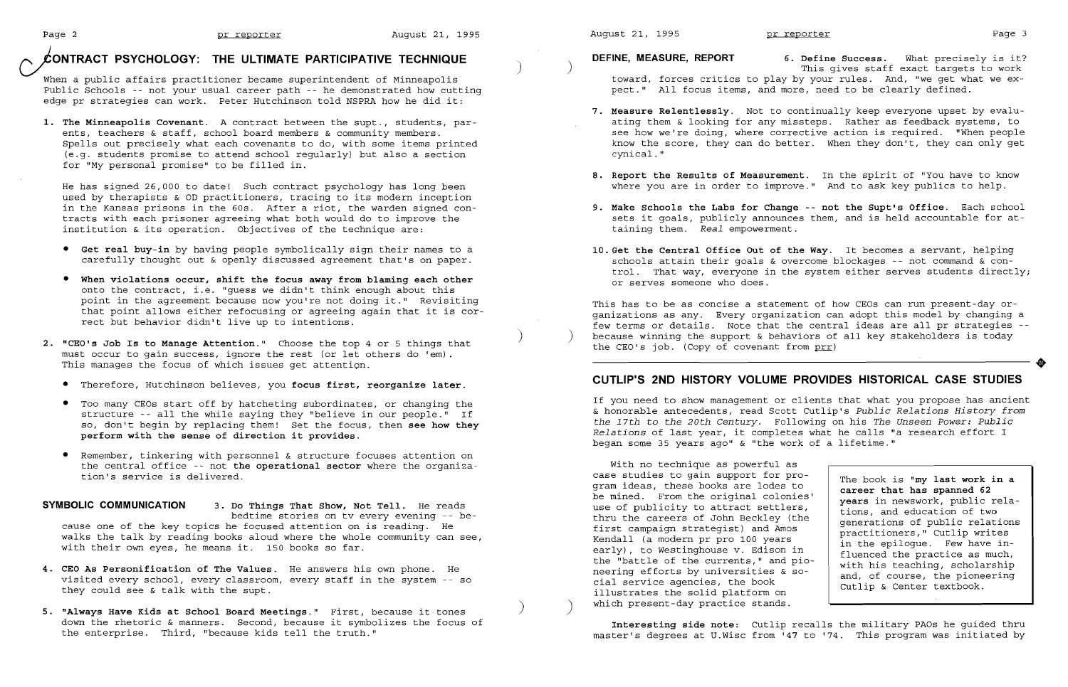## CONTRACT PSYCHOLOGY: THE ULTIMATE PARTICIPATIVE TECHNIQUE

When a public affairs practitioner became superintendent of Minneapolis Public Schools -- not your usual career path -- he demonstrated how cutting edge pr strategies can work. Peter Hutchinson told NSPRA how he did it:

1. **The Minneapolis Covenant**. A contract between the supt., students, parents, teachers & staff, school board members & community members. Spells out precisely what each covenants to do, with some items printed (e.g. students promise to attend school regularly) but also a section for "My personal promise" to be filled in.

   He has signed 26,000 to date! Such contract psychology has long been used by therapists & OD practitioners, tracing to its modern inception in the Kansas prisons in the 60s. After a riot, the warden signed contracts with each prisoner agreeing what both would do to improve the institution & its operation. Objectives of the technique are:

   - **Get real buy-in** by having people symbolically sign their names to a carefully thought out & openly discussed agreement that's on paper.
   - **When violations occur, shift the focus away from blaming each other** onto the contract, i.e. "guess we didn't think enough about this point in the agreement because now you're not doing it." Revisiting that point allows either refocusing or agreeing again that it is correct but behavior didn't live up to intentions.

2. **"CEO's Job Is to Manage Attention."** Choose the top 4 or 5 things that must occur to gain success, ignore the rest (or let others do 'em). This manages the focus of which issues get attention.

   - Therefore, Hutchinson believes, you **focus first, reorganize later**.
   - Too many CEOs start off by hatcheting subordinates, or changing the structure -- all the while saying they "believe in our people." If so, don't begin by replacing them! Set the focus, then **see how they perform with the sense of direction it provides**.
   - Remember, tinkering with personnel & structure focuses attention on the central office -- not **the operational sector** where the organization's service is delivered.

**SYMBOLIC COMMUNICATION**

3. **Do Things That Show, Not Tell.** He reads bedtime stories on tv every evening -- because one of the key topics he focused attention on is reading. He walks the talk by reading books aloud where the whole community can see, with their own eyes, he means it. 150 books so far.

4. **CEO As Personification of The Values**. He answers his own phone. He visited every school, every classroom, every staff in the system -- so they could see & talk with the supt.

5. **"Always Have Kids at School Board Meetings."** First, because it tones down the rhetoric & manners. Second, because it symbolizes the focus of the enterprise. Third, "because kids tell the truth."

**DEFINE, MEASURE, REPORT**

6. **Define Success.** What precisely is it? This gives staff exact targets to work toward, forces critics to play by your rules. And, "we get what we expect." All focus items, and more, need to be clearly defined.

7. **Measure Relentlessly**. Not to continually keep everyone upset by evaluating them & looking for any missteps. Rather as feedback systems, to see how we're doing, where corrective action is required. "When people know the score, they can do better. When they don't, they can only get cynical."

8. **Report the Results of Measurement**. In the spirit of "You have to know where you are in order to improve." And to ask key publics to help.

9. **Make Schools the Labs for Change -- not the Supt's Office**. Each school sets it goals, publicly announces them, and is held accountable for attaining them. *Real* empowerment.

10. **Get the Central Office Out of the Way**. It becomes a servant, helping schools attain their goals & overcome blockages -- not command & control. That way, everyone in the system either serves students directly; or serves someone who does.

This has to be as concise a statement of how CEOs can run present-day organizations as any. Every organization can adopt this model by changing a few terms or details. Note that the central ideas are all pr strategies -- because winning the support & behaviors of all key stakeholders is today the CEO's job. (Copy of covenant from prr)

## CUTLIP'S 2ND HISTORY VOLUME PROVIDES HISTORICAL CASE STUDIES

If you need to show management or clients that what you propose has ancient & honorable antecedents, read Scott Cutlip's *Public Relations History from the 17th to the 20th Century.* Following on his *The Unseen Power: Public Relations* of last year, it completes what he calls "a research effort I began some 35 years ago" & "the work of a lifetime."

With no technique as powerful as case studies to gain support for program ideas, these books are lodes to be mined. From the original colonies' use of publicity to attract settlers, thru the careers of John Beckley (the first campaign strategist) and Amos Kendall (a modern pr pro 100 years early), to Westinghouse v. Edison in the "battle of the currents," and pioneering efforts by universities & social service agencies, the book illustrates the solid platform on which present-day practice stands.

> The book is **"my last work in a career that has spanned 62 years** in newswork, public relations, and education of two generations of public relations practitioners," Cutlip writes in the epilogue. Few have influenced the practice as much, with his teaching, scholarship and, of course, the pioneering Cutlip & Center textbook.

**Interesting side note:** Cutlip recalls the military PAOs he guided thru master's degrees at U.Wisc from '47 to '74. This program was initiated by